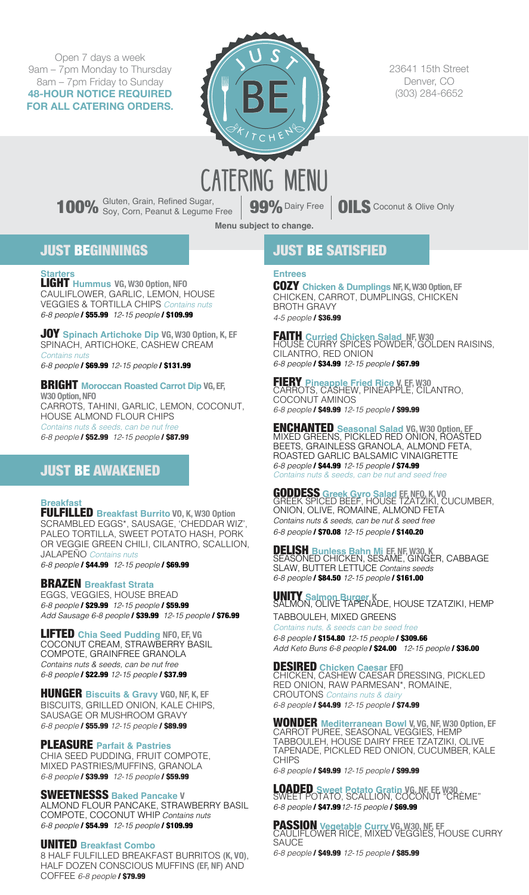Open 7 days a week
9am – 7pm Monday to Thursday
8am – 7pm Friday to Sunday
**48-HOUR NOTICE REQUIRED FOR ALL CATERING ORDERS.**

JUST BE KITCHEN

23641 15th Street
Denver, CO
(303) 284-6652

# CATERING MENU

**100%** Gluten, Grain, Refined Sugar, Soy, Corn, Peanut & Legume Free | **99%** Dairy Free | **OILS** Coconut & Olive Only

**Menu subject to change.**

## JUST BEGINNINGS

### Starters

**LIGHT** **Hummus** VG, W30 Option, NFO
CAULIFLOWER, GARLIC, LEMON, HOUSE VEGGIES & TORTILLA CHIPS *Contains nuts*
*6-8 people* **/ $55.99** *12-15 people* **/ $109.99**

**JOY** **Spinach Artichoke Dip** VG, W30 Option, K, EF
SPINACH, ARTICHOKE, CASHEW CREAM
*Contains nuts*
*6-8 people* **/ $69.99** *12-15 people* **/ $131.99**

**BRIGHT** **Moroccan Roasted Carrot Dip** VG, EF, W30 Option, NFO
CARROTS, TAHINI, GARLIC, LEMON, COCONUT, HOUSE ALMOND FLOUR CHIPS
*Contains nuts & seeds, can be nut free*
*6-8 people* **/ $52.99** *12-15 people* **/ $87.99**

## JUST BE AWAKENED

### Breakfast

**FULFILLED** **Breakfast Burrito** VO, K, W30 Option
SCRAMBLED EGGS*, SAUSAGE, 'CHEDDAR WIZ', PALEO TORTILLA, SWEET POTATO HASH, PORK OR VEGGIE GREEN CHILI, CILANTRO, SCALLION, JALAPEÑO *Contains nuts*
*6-8 people* **/ $44.99** *12-15 people* **/ $69.99**

**BRAZEN** **Breakfast Strata**
EGGS, VEGGIES, HOUSE BREAD
*6-8 people* **/ $29.99** *12-15 people* **/ $59.99**
*Add Sausage 6-8 people* **/ $39.99** *12-15 people* **/ $76.99**

**LIFTED** **Chia Seed Pudding** NFO, EF, VG
COCONUT CREAM, STRAWBERRY BASIL COMPOTE, GRAINFREE GRANOLA
*Contains nuts & seeds, can be nut free*
*6-8 people* **/ $22.99** *12-15 people* **/ $37.99**

**HUNGER** **Biscuits & Gravy** VGO, NF, K, EF
BISCUITS, GRILLED ONION, KALE CHIPS, SAUSAGE OR MUSHROOM GRAVY
*6-8 people* **/ $55.99** *12-15 people* **/ $89.99**

**PLEASURE** **Parfait & Pastries**
CHIA SEED PUDDING, FRUIT COMPOTE, MIXED PASTRIES/MUFFINS, GRANOLA
*6-8 people* **/ $39.99** *12-15 people* **/ $59.99**

**SWEETNESSS** **Baked Pancake** V
ALMOND FLOUR PANCAKE, STRAWBERRY BASIL COMPOTE, COCONUT WHIP *Contains nuts*
*6-8 people* **/ $54.99** *12-15 people* **/ $109.99**

**UNITED** **Breakfast Combo**
8 HALF FULFILLED BREAKFAST BURRITOS (K, VO), HALF DOZEN CONSCIOUS MUFFINS (EF, NF) AND COFFEE *6-8 people* **/ $79.99**

## JUST BE SATISFIED

### Entrees

**COZY** **Chicken & Dumplings** NF, K, W30 Option, EF
CHICKEN, CARROT, DUMPLINGS, CHICKEN BROTH GRAVY
*4-5 people* **/ $36.99**

**FAITH** **Curried Chicken Salad** NF, W30
HOUSE CURRY SPICES POWDER, GOLDEN RAISINS, CILANTRO, RED ONION
*6-8 people* **/ $34.99** *12-15 people* **/ $67.99**

**FIERY** **Pineapple Fried Rice** V, EF, W30
CARROTS, CASHEW, PINEAPPLE, CILANTRO, COCONUT AMINOS
*6-8 people* **/ $49.99** *12-15 people* **/ $99.99**

**ENCHANTED** **Seasonal Salad** VG, W30 Option, EF
MIXED GREENS, PICKLED RED ONION, ROASTED BEETS, GRAINLESS GRANOLA, ALMOND FETA, ROASTED GARLIC BALSAMIC VINAIGRETTE
*6-8 people* **/ $44.99** *12-15 people* **/ $74.99**
*Contains nuts & seeds, can be nut and seed free*

**GODDESS** **Greek Gyro Salad** EF, NFO, K, VO
GREEK SPICED BEEF, HOUSE TZATZIKI, CUCUMBER, ONION, OLIVE, ROMAINE, ALMOND FETA
*Contains nuts & seeds, can be nut & seed free*
*6-8 people* **/ $70.08** *12-15 people* **/ $140.20**

**DELISH** **Bunless Bahn Mi** EF, NF, W30, K
SEASONED CHICKEN, SESAME, GINGER, CABBAGE SLAW, BUTTER LETTUCE *Contains seeds*
*6-8 people* **/ $84.50** *12-15 people* **/ $161.00**

**UNITY** **Salmon Burger** K
SALMON, OLIVE TAPENADE, HOUSE TZATZIKI, HEMP TABBOULEH, MIXED GREENS
*Contains nuts, & seeds can be seed free*
*6-8 people* **/ $154.80** *12-15 people* **/ $309.66**
*Add Keto Buns 6-8 people* **/ $24.00** *12-15 people* **/ $36.00**

**DESIRED** **Chicken Caesar** EFO
CHICKEN, CASHEW CAESAR DRESSING, PICKLED RED ONION, RAW PARMESAN*, ROMAINE, CROUTONS *Contains nuts & dairy*
*6-8 people* **/ $44.99** *12-15 people* **/ $74.99**

**WONDER** **Mediterranean Bowl** V, VG, NF, W30 Option, EF
CARROT PUREE, SEASONAL VEGGIES, HEMP TABBOULEH, HOUSE DAIRY FREE TZATZIKI, OLIVE TAPENADE, PICKLED RED ONION, CUCUMBER, KALE CHIPS
*6-8 people* **/ $49.99** *12-15 people* **/ $99.99**

**LOADED** **Sweet Potato Gratin** VG, NF, EF, W30
SWEET POTATO, SCALLION, COCONUT "CRÈME"
*6-8 people* **/ $47.99** *12-15 people* **/ $69.99**

**PASSION** **Vegetable Curry** VG, W30, NF, EF
CAULIFLOWER RICE, MIXED VEGGIES, HOUSE CURRY SAUCE
*6-8 people* **/ $49.99** *12-15 people* **/ $85.99**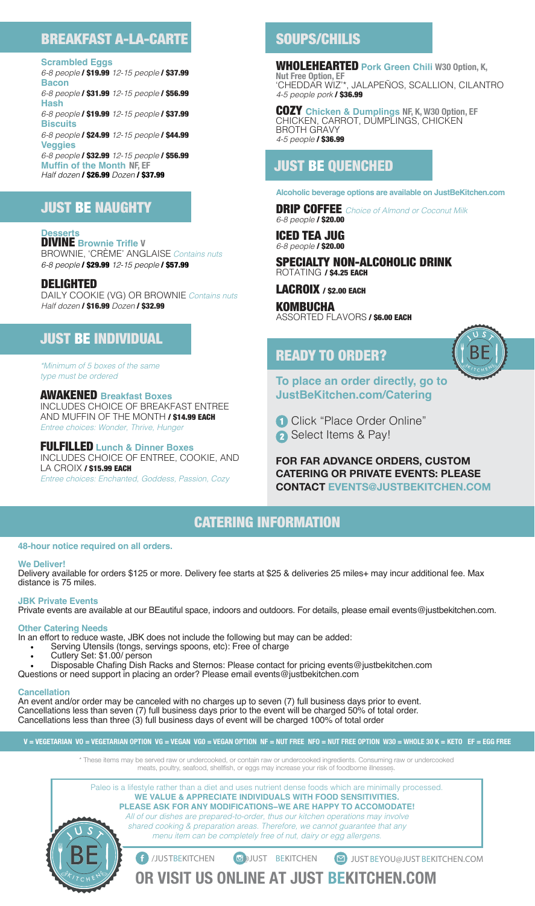## BREAKFAST A-LA-CARTE

**Scrambled Eggs**
*6-8 people* **/ $19.99** *12-15 people* **/ $37.99**

**Bacon**
*6-8 people* **/ $31.99** *12-15 people* **/ $56.99**

**Hash**
*6-8 people* **/ $19.99** *12-15 people* **/ $37.99**

**Biscuits**
*6-8 people* **/ $24.99** *12-15 people* **/ $44.99**

**Veggies**
*6-8 people* **/ $32.99** *12-15 people* **/ $56.99**

**Muffin of the Month** NF, EF
*Half dozen* **/ $26.99** *Dozen* **/ $37.99**

## JUST BE NAUGHTY

**Desserts**

**DIVINE** **Brownie Trifle** V
BROWNIE, 'CRÈME' ANGLAISE *Contains nuts*
*6-8 people* **/ $29.99** *12-15 people* **/ $57.99**

**DELIGHTED**
DAILY COOKIE (VG) OR BROWNIE *Contains nuts*
*Half dozen* **/ $16.99** *Dozen* **/ $32.99**

## JUST BE INDIVIDUAL

*\*Minimum of 5 boxes of the same type must be ordered*

**AWAKENED** **Breakfast Boxes**
INCLUDES CHOICE OF BREAKFAST ENTREE AND MUFFIN OF THE MONTH **/ $14.99 EACH**
*Entree choices: Wonder, Thrive, Hunger*

**FULFILLED** **Lunch & Dinner Boxes**
INCLUDES CHOICE OF ENTREE, COOKIE, AND LA CROIX **/ $15.99 EACH**
*Entree choices: Enchanted, Goddess, Passion, Cozy*

## SOUPS/CHILIS

**WHOLEHEARTED** **Pork Green Chili** W30 Option, K, Nut Free Option, EF
'CHEDDAR WIZ'\*, JALAPEÑOS, SCALLION, CILANTRO
*4-5 people pork* **/ $36.99**

**COZY** **Chicken & Dumplings** NF, K, W30 Option, EF
CHICKEN, CARROT, DUMPLINGS, CHICKEN BROTH GRAVY
*4-5 people* **/ $36.99**

## JUST BE QUENCHED

**Alcoholic beverage options are available on JustBeKitchen.com**

**DRIP COFFEE** *Choice of Almond or Coconut Milk*
*6-8 people* **/ $20.00**

**ICED TEA JUG**
*6-8 people* **/ $20.00**

**SPECIALTY NON-ALCOHOLIC DRINK**
ROTATING **/ $4.25 EACH**

**LACROIX / $2.00 EACH**

**KOMBUCHA**
ASSORTED FLAVORS **/ $6.00 EACH**

## READY TO ORDER?

**To place an order directly, go to JustBeKitchen.com/Catering**

1. Click "Place Order Online"
2. Select Items & Pay!

**FOR FAR ADVANCE ORDERS, CUSTOM CATERING OR PRIVATE EVENTS: PLEASE CONTACT EVENTS@JUSTBEKITCHEN.COM**

## CATERING INFORMATION

**48-hour notice required on all orders.**

**We Deliver!**
Delivery available for orders $125 or more. Delivery fee starts at $25 & deliveries 25 miles+ may incur additional fee. Max distance is 75 miles.

**JBK Private Events**
Private events are available at our BEautiful space, indoors and outdoors. For details, please email events@justbekitchen.com.

**Other Catering Needs**
In an effort to reduce waste, JBK does not include the following but may can be added:

- Serving Utensils (tongs, servings spoons, etc): Free of charge
- Cutlery Set: $1.00/ person
- Disposable Chafing Dish Racks and Sternos: Please contact for pricing events@justbekitchen.com

Questions or need support in placing an order? Please email events@justbekitchen.com

**Cancellation**
An event and/or order may be canceled with no charges up to seven (7) full business days prior to event.
Cancellations less than seven (7) full business days prior to the event will be charged 50% of total order.
Cancellations less than three (3) full business days of event will be charged 100% of total order

**V = VEGETARIAN VO = VEGETARIAN OPTION VG = VEGAN VGO = VEGAN OPTION NF = NUT FREE NFO = NUT FREE OPTION W30 = WHOLE 30 K = KETO EF = EGG FREE**

\* These items may be served raw or undercooked, or contain raw or undercooked ingredients. Consuming raw or undercooked meats, poultry, seafood, shellfish, or eggs may increase your risk of foodborne illnesses.

Paleo is a lifestyle rather than a diet and uses nutrient dense foods which are minimally processed.
**WE VALUE & APPRECIATE INDIVIDUALS WITH FOOD SENSITIVITIES.**
**PLEASE ASK FOR ANY MODIFICATIONS–WE ARE HAPPY TO ACCOMODATE!**
*All of our dishes are prepared-to-order, thus our kitchen operations may involve shared cooking & preparation areas. Therefore, we cannot guarantee that any menu item can be completely free of nut, dairy or egg allergens.*

/JUSTBEKITCHEN @JUST BEKITCHEN JUST BEYOU@JUST BEKITCHEN.COM

**OR VISIT US ONLINE AT JUST BEKITCHEN.COM**